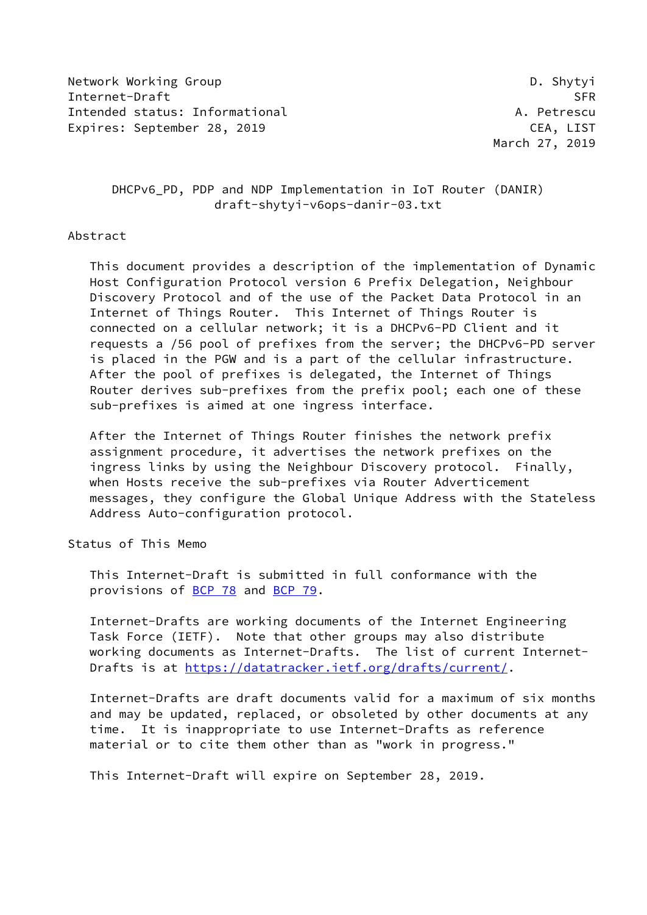Network Working Group D. Shytyi
Internet-Draft SFR
Intended status: Informational A. Petrescu
Expires: September 28, 2019 CEA, LIST
March 27, 2019

# DHCPv6_PD, PDP and NDP Implementation in IoT Router (DANIR)
## draft-shytyi-v6ops-danir-03.txt

## Abstract

This document provides a description of the implementation of Dynamic Host Configuration Protocol version 6 Prefix Delegation, Neighbour Discovery Protocol and of the use of the Packet Data Protocol in an Internet of Things Router. This Internet of Things Router is connected on a cellular network; it is a DHCPv6-PD Client and it requests a /56 pool of prefixes from the server; the DHCPv6-PD server is placed in the PGW and is a part of the cellular infrastructure. After the pool of prefixes is delegated, the Internet of Things Router derives sub-prefixes from the prefix pool; each one of these sub-prefixes is aimed at one ingress interface.

After the Internet of Things Router finishes the network prefix assignment procedure, it advertises the network prefixes on the ingress links by using the Neighbour Discovery protocol. Finally, when Hosts receive the sub-prefixes via Router Advertisement messages, they configure the Global Unique Address with the Stateless Address Auto-configuration protocol.

## Status of This Memo

This Internet-Draft is submitted in full conformance with the provisions of BCP 78 and BCP 79.

Internet-Drafts are working documents of the Internet Engineering Task Force (IETF). Note that other groups may also distribute working documents as Internet-Drafts. The list of current Internet-Drafts is at https://datatracker.ietf.org/drafts/current/.

Internet-Drafts are draft documents valid for a maximum of six months and may be updated, replaced, or obsoleted by other documents at any time. It is inappropriate to use Internet-Drafts as reference material or to cite them other than as "work in progress."

This Internet-Draft will expire on September 28, 2019.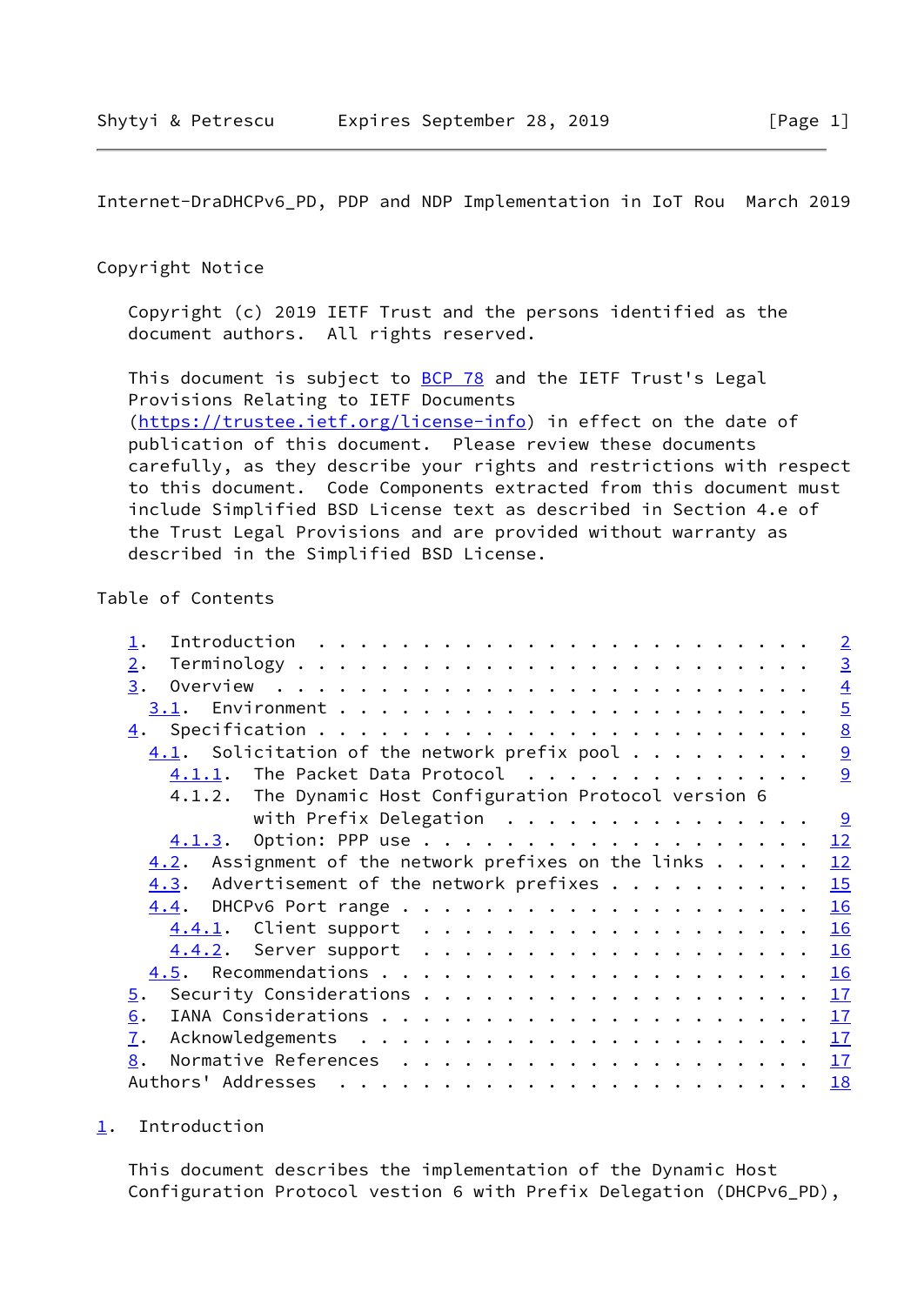## Copyright Notice

Copyright (c) 2019 IETF Trust and the persons identified as the document authors. All rights reserved.

This document is subject to BCP 78 and the IETF Trust's Legal Provisions Relating to IETF Documents (https://trustee.ietf.org/license-info) in effect on the date of publication of this document. Please review these documents carefully, as they describe your rights and restrictions with respect to this document. Code Components extracted from this document must include Simplified BSD License text as described in Section 4.e of the Trust Legal Provisions and are provided without warranty as described in the Simplified BSD License.

## Table of Contents

```
   1.  Introduction  . . . . . . . . . . . . . . . . . . . . . . . .   2
   2.  Terminology . . . . . . . . . . . . . . . . . . . . . . . . .   3
   3.  Overview  . . . . . . . . . . . . . . . . . . . . . . . . . .   4
     3.1.  Environment . . . . . . . . . . . . . . . . . . . . . . .   5
   4.  Specification . . . . . . . . . . . . . . . . . . . . . . . .   8
     4.1.  Solicitation of the network prefix pool . . . . . . . . .   9
       4.1.1.  The Packet Data Protocol  . . . . . . . . . . . . . .   9
       4.1.2.  The Dynamic Host Configuration Protocol version 6
               with Prefix Delegation  . . . . . . . . . . . . . . .   9
       4.1.3.  Option: PPP use . . . . . . . . . . . . . . . . . . .  12
     4.2.  Assignment of the network prefixes on the links . . . . .  12
     4.3.  Advertisement of the network prefixes . . . . . . . . . .  15
     4.4.  DHCPv6 Port range . . . . . . . . . . . . . . . . . . . .  16
       4.4.1.  Client support  . . . . . . . . . . . . . . . . . . .  16
       4.4.2.  Server support  . . . . . . . . . . . . . . . . . . .  16
     4.5.  Recommendations . . . . . . . . . . . . . . . . . . . . .  16
   5.  Security Considerations . . . . . . . . . . . . . . . . . . .  17
   6.  IANA Considerations . . . . . . . . . . . . . . . . . . . . .  17
   7.  Acknowledgements  . . . . . . . . . . . . . . . . . . . . . .  17
   8.  Normative References  . . . . . . . . . . . . . . . . . . . .  17
   Authors' Addresses  . . . . . . . . . . . . . . . . . . . . . . .  18
```

## 1. Introduction

This document describes the implementation of the Dynamic Host Configuration Protocol vestion 6 with Prefix Delegation (DHCPv6_PD),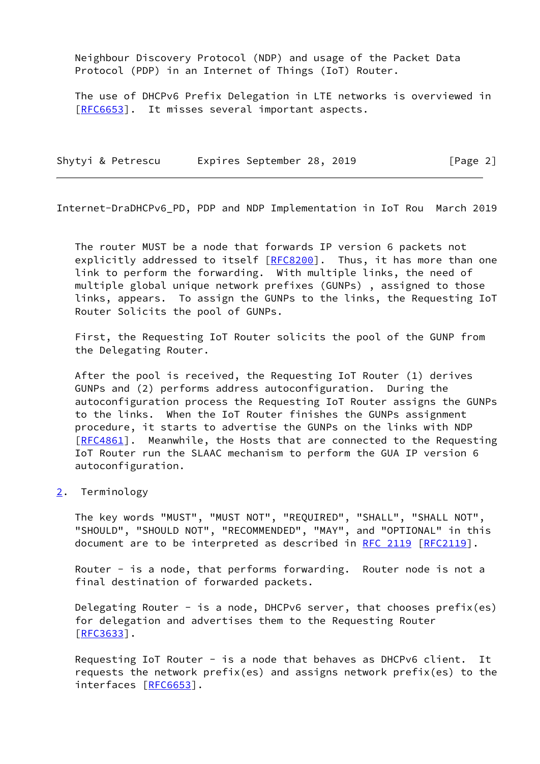Neighbour Discovery Protocol (NDP) and usage of the Packet Data Protocol (PDP) in an Internet of Things (IoT) Router.

The use of DHCPv6 Prefix Delegation in LTE networks is overviewed in [RFC6653]. It misses several important aspects.

The router MUST be a node that forwards IP version 6 packets not explicitly addressed to itself [RFC8200]. Thus, it has more than one link to perform the forwarding. With multiple links, the need of multiple global unique network prefixes (GUNPs) , assigned to those links, appears. To assign the GUNPs to the links, the Requesting IoT Router Solicits the pool of GUNPs.

First, the Requesting IoT Router solicits the pool of the GUNP from the Delegating Router.

After the pool is received, the Requesting IoT Router (1) derives GUNPs and (2) performs address autoconfiguration. During the autoconfiguration process the Requesting IoT Router assigns the GUNPs to the links. When the IoT Router finishes the GUNPs assignment procedure, it starts to advertise the GUNPs on the links with NDP [RFC4861]. Meanwhile, the Hosts that are connected to the Requesting IoT Router run the SLAAC mechanism to perform the GUA IP version 6 autoconfiguration.

## 2. Terminology

The key words "MUST", "MUST NOT", "REQUIRED", "SHALL", "SHALL NOT", "SHOULD", "SHOULD NOT", "RECOMMENDED", "MAY", and "OPTIONAL" in this document are to be interpreted as described in RFC 2119 [RFC2119].

Router - is a node, that performs forwarding. Router node is not a final destination of forwarded packets.

Delegating Router - is a node, DHCPv6 server, that chooses prefix(es) for delegation and advertises them to the Requesting Router [RFC3633].

Requesting IoT Router - is a node that behaves as DHCPv6 client. It requests the network prefix(es) and assigns network prefix(es) to the interfaces [RFC6653].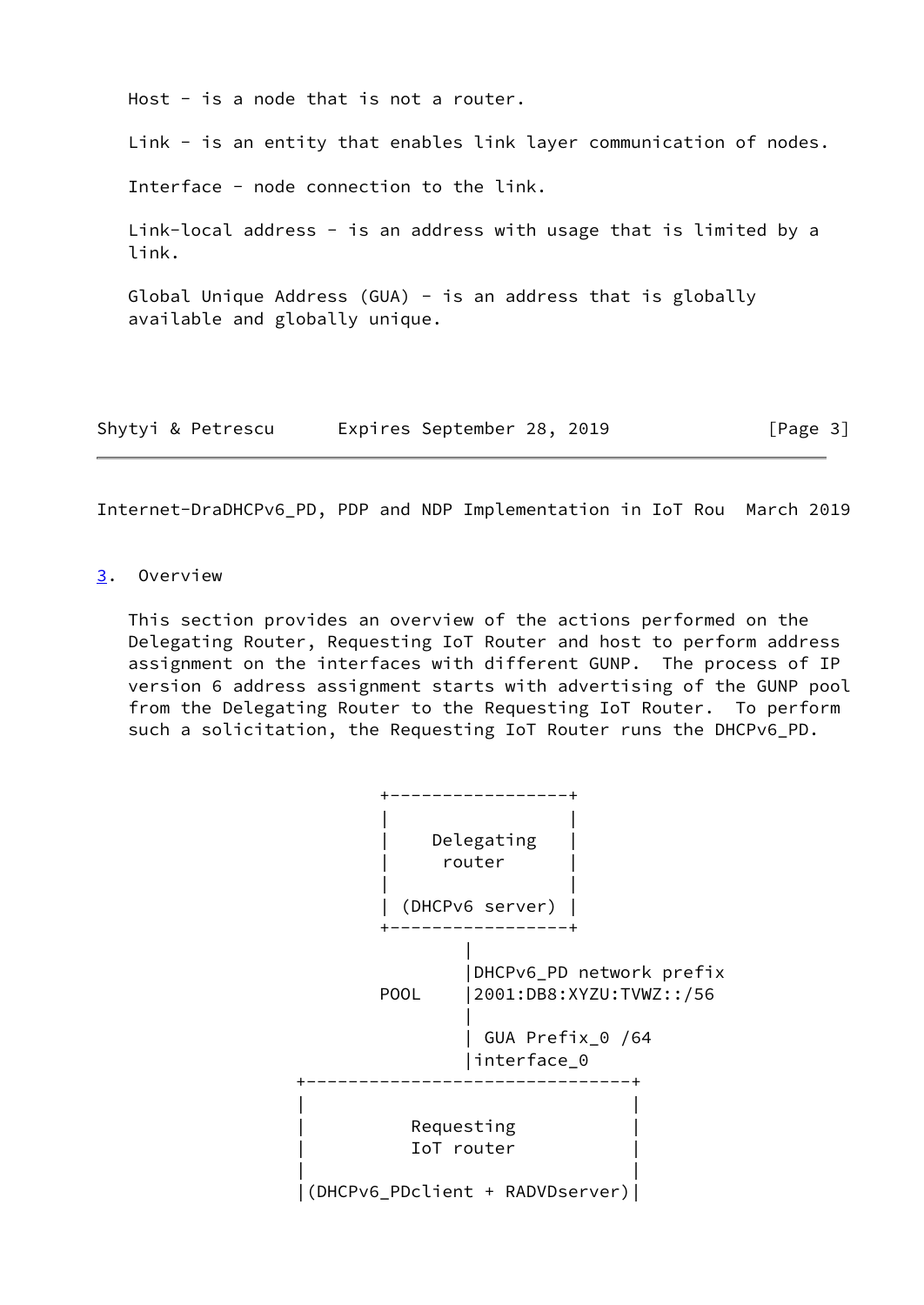Host - is a node that is not a router.

Link - is an entity that enables link layer communication of nodes.

Interface - node connection to the link.

Link-local address - is an address with usage that is limited by a link.

Global Unique Address (GUA) - is an address that is globally available and globally unique.

## 3. Overview

This section provides an overview of the actions performed on the Delegating Router, Requesting IoT Router and host to perform address assignment on the interfaces with different GUNP. The process of IP version 6 address assignment starts with advertising of the GUNP pool from the Delegating Router to the Requesting IoT Router. To perform such a solicitation, the Requesting IoT Router runs the DHCPv6_PD.

```
                  +-----------------+
                  |                 |
                  |    Delegating   |
                  |     router      |
                  |                 |
                  | (DHCPv6 server) |
                  +-----------------+
                          |
                          |DHCPv6_PD network prefix
                  POOL    |2001:DB8:XYZU:TVWZ::/56
                          |
                          | GUA Prefix_0 /64
                          |interface_0
          +-------------------------------+
          |                               |
          |          Requesting           |
          |          IoT router           |
          |                               |
          |(DHCPv6_PDclient + RADVDserver)|
```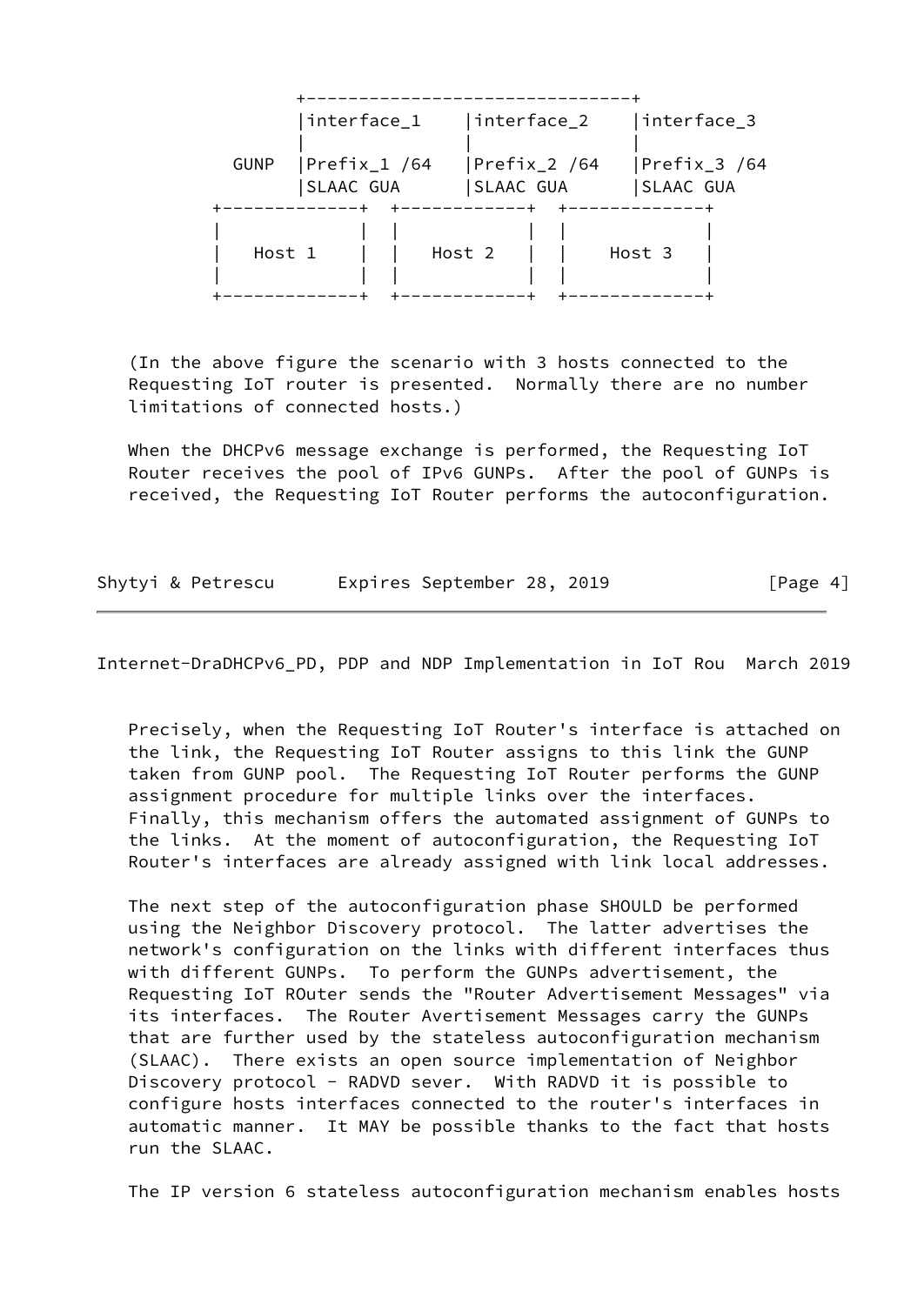```
             +-------------------------------+
             |interface_1    |interface_2    |interface_3
             |               |               |
       GUNP  |Prefix_1 /64   |Prefix_2 /64   |Prefix_3 /64
             |SLAAC GUA      |SLAAC GUA      |SLAAC GUA
      +-------------+  +------------+  +-------------+
      |             |  |            |  |             |
      |   Host 1    |  |   Host 2   |  |    Host 3   |
      |             |  |            |  |             |
      +-------------+  +------------+  +-------------+
```

(In the above figure the scenario with 3 hosts connected to the Requesting IoT router is presented. Normally there are no number limitations of connected hosts.)

When the DHCPv6 message exchange is performed, the Requesting IoT Router receives the pool of IPv6 GUNPs. After the pool of GUNPs is received, the Requesting IoT Router performs the autoconfiguration.

Precisely, when the Requesting IoT Router's interface is attached on the link, the Requesting IoT Router assigns to this link the GUNP taken from GUNP pool. The Requesting IoT Router performs the GUNP assignment procedure for multiple links over the interfaces. Finally, this mechanism offers the automated assignment of GUNPs to the links. At the moment of autoconfiguration, the Requesting IoT Router's interfaces are already assigned with link local addresses.

The next step of the autoconfiguration phase SHOULD be performed using the Neighbor Discovery protocol. The latter advertises the network's configuration on the links with different interfaces thus with different GUNPs. To perform the GUNPs advertisement, the Requesting IoT ROuter sends the "Router Advertisement Messages" via its interfaces. The Router Avertisement Messages carry the GUNPs that are further used by the stateless autoconfiguration mechanism (SLAAC). There exists an open source implementation of Neighbor Discovery protocol - RADVD sever. With RADVD it is possible to configure hosts interfaces connected to the router's interfaces in automatic manner. It MAY be possible thanks to the fact that hosts run the SLAAC.

The IP version 6 stateless autoconfiguration mechanism enables hosts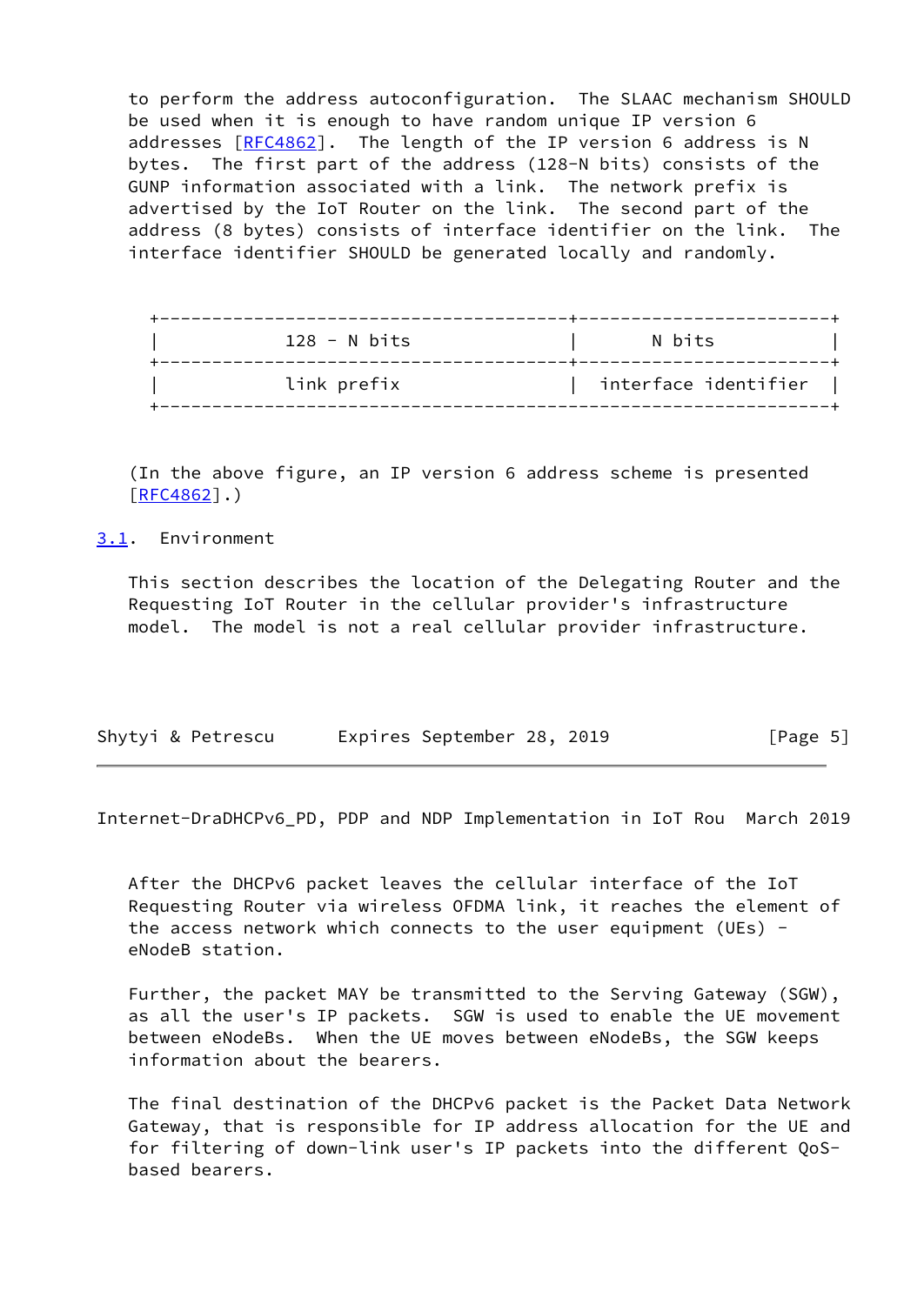to perform the address autoconfiguration. The SLAAC mechanism SHOULD be used when it is enough to have random unique IP version 6 addresses [RFC4862]. The length of the IP version 6 address is N bytes. The first part of the address (128-N bits) consists of the GUNP information associated with a link. The network prefix is advertised by the IoT Router on the link. The second part of the address (8 bytes) consists of interface identifier on the link. The interface identifier SHOULD be generated locally and randomly.

| 128 - N bits | N bits |
| --- | --- |
| link prefix | interface identifier |

(In the above figure, an IP version 6 address scheme is presented [RFC4862].)

## 3.1. Environment

This section describes the location of the Delegating Router and the Requesting IoT Router in the cellular provider's infrastructure model. The model is not a real cellular provider infrastructure.

After the DHCPv6 packet leaves the cellular interface of the IoT Requesting Router via wireless OFDMA link, it reaches the element of the access network which connects to the user equipment (UEs) - eNodeB station.

Further, the packet MAY be transmitted to the Serving Gateway (SGW), as all the user's IP packets. SGW is used to enable the UE movement between eNodeBs. When the UE moves between eNodeBs, the SGW keeps information about the bearers.

The final destination of the DHCPv6 packet is the Packet Data Network Gateway, that is responsible for IP address allocation for the UE and for filtering of down-link user's IP packets into the different QoS-based bearers.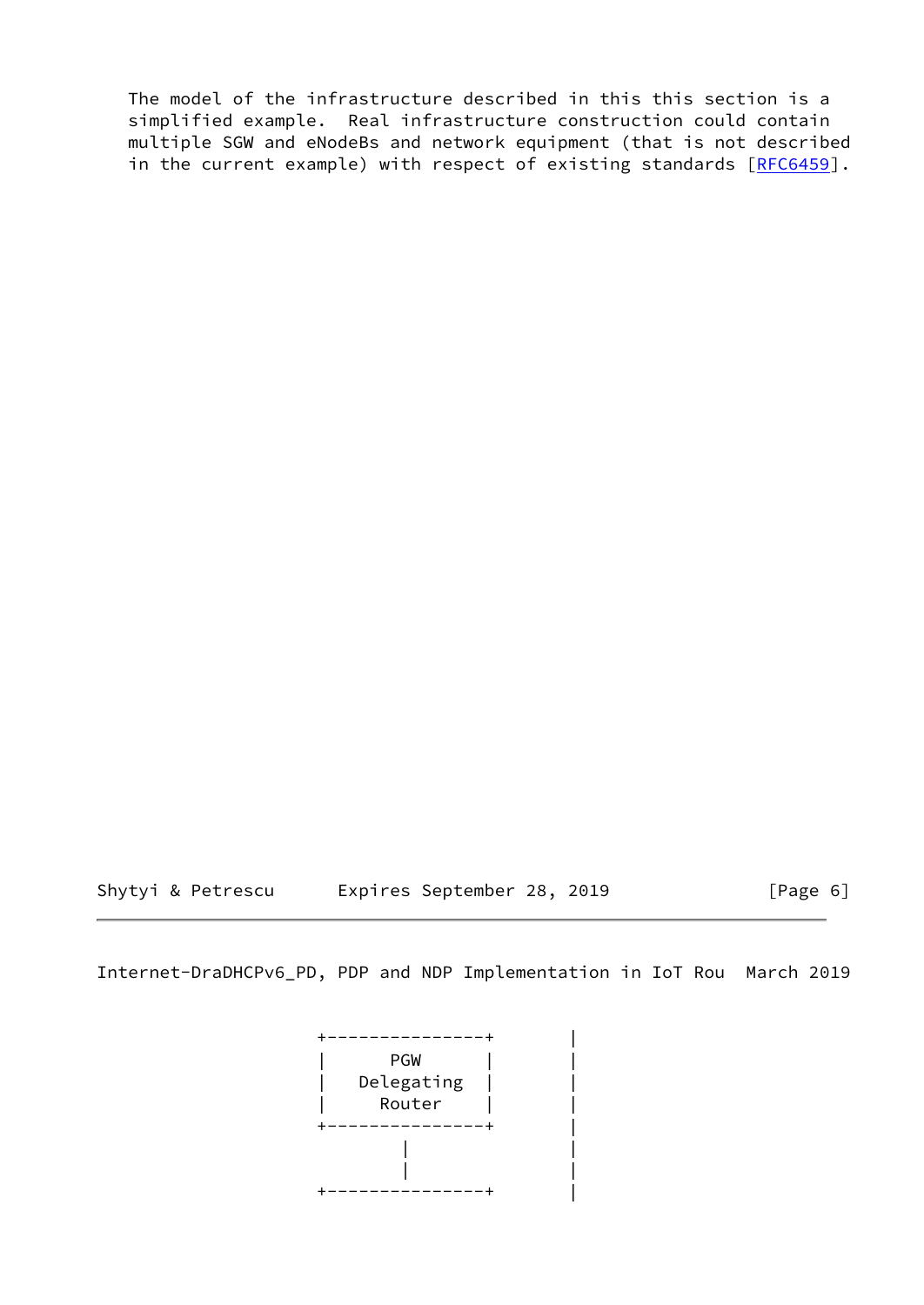The model of the infrastructure described in this this section is a simplified example.  Real infrastructure construction could contain multiple SGW and eNodeBs and network equipment (that is not described in the current example) with respect of existing standards [RFC6459].

```
                +---------------+       |
                |      PGW      |       |
                |   Delegating  |       |
                |     Router    |       |
                +---------------+       |
                        |               |
                        |               |
                +---------------+       |
```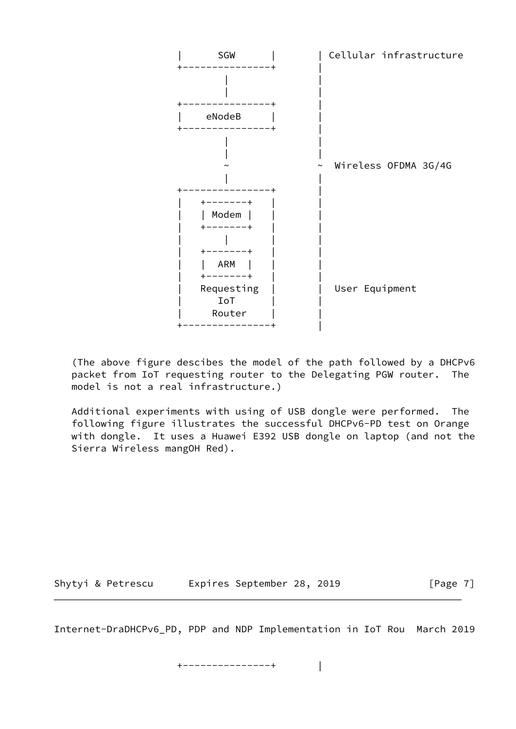```
                   |      SGW      |        | Cellular infrastructure
                   +---------------+        |
                           |                |
                           |                |
                   +---------------+        |
                   |    eNodeB     |        |
                   +---------------+        |
                           |                |
                           |                |
                           ~                ~  Wireless OFDMA 3G/4G
                           |                |
                   +---------------+        |
                   |   +-------+   |        |
                   |   | Modem |   |        |
                   |   +-------+   |        |
                   |       |       |        |
                   |   +-------+   |        |
                   |   |  ARM  |   |        |
                   |   +-------+   |        |
                   |   Requesting  |        |  User Equipment
                   |      IoT      |        |
                   |     Router    |        |
                   +---------------+        |
```

(The above figure descibes the model of the path followed by a DHCPv6 packet from IoT requesting router to the Delegating PGW router. The model is not a real infrastructure.)

Additional experiments with using of USB dongle were performed. The following figure illustrates the successful DHCPv6-PD test on Orange with dongle. It uses a Huawei E392 USB dongle on laptop (and not the Sierra Wireless mangOH Red).

```
                   +---------------+        |
```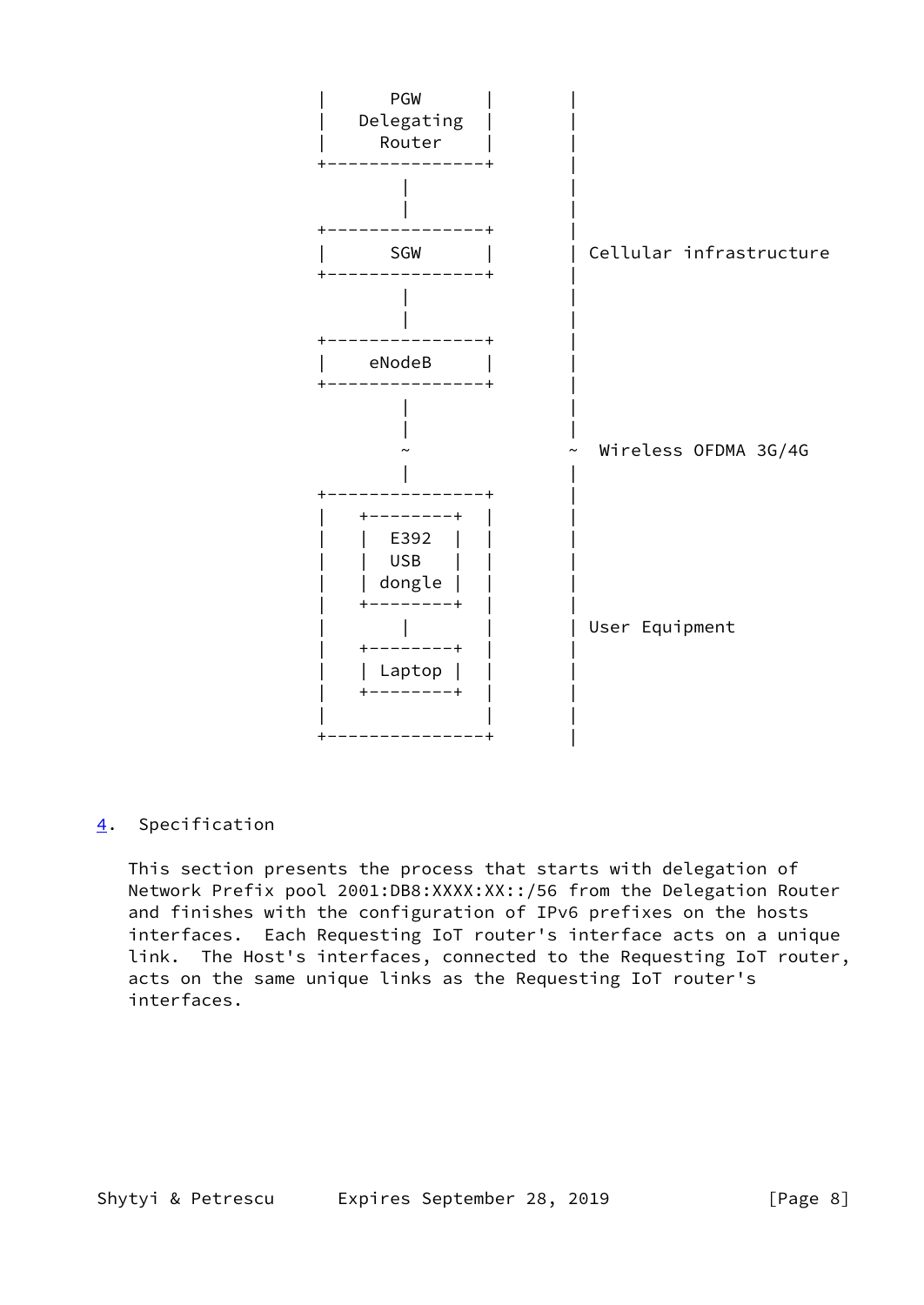```
   |      PGW      |        |
   |   Delegating  |        |
   |     Router    |        |
   +---------------+        |
           |                |
           |                |
   +---------------+        |
   |      SGW      |        | Cellular infrastructure
   +---------------+        |
           |                |
           |                |
   +---------------+        |
   |    eNodeB     |        |
   +---------------+        |
           |                |
           |                |
           ~                ~  Wireless OFDMA 3G/4G
           |                |
   +---------------+        |
   |   +--------+  |        |
   |   |  E392  |  |        |
   |   |  USB   |  |        |
   |   | dongle |  |        |
   |   +--------+  |        |
   |       |       |        | User Equipment
   |   +--------+  |        |
   |   | Laptop |  |        |
   |   +--------+  |        |
   |               |        |
   +---------------+        |
```

## 4. Specification

This section presents the process that starts with delegation of Network Prefix pool 2001:DB8:XXXX:XX::/56 from the Delegation Router and finishes with the configuration of IPv6 prefixes on the hosts interfaces. Each Requesting IoT router's interface acts on a unique link. The Host's interfaces, connected to the Requesting IoT router, acts on the same unique links as the Requesting IoT router's interfaces.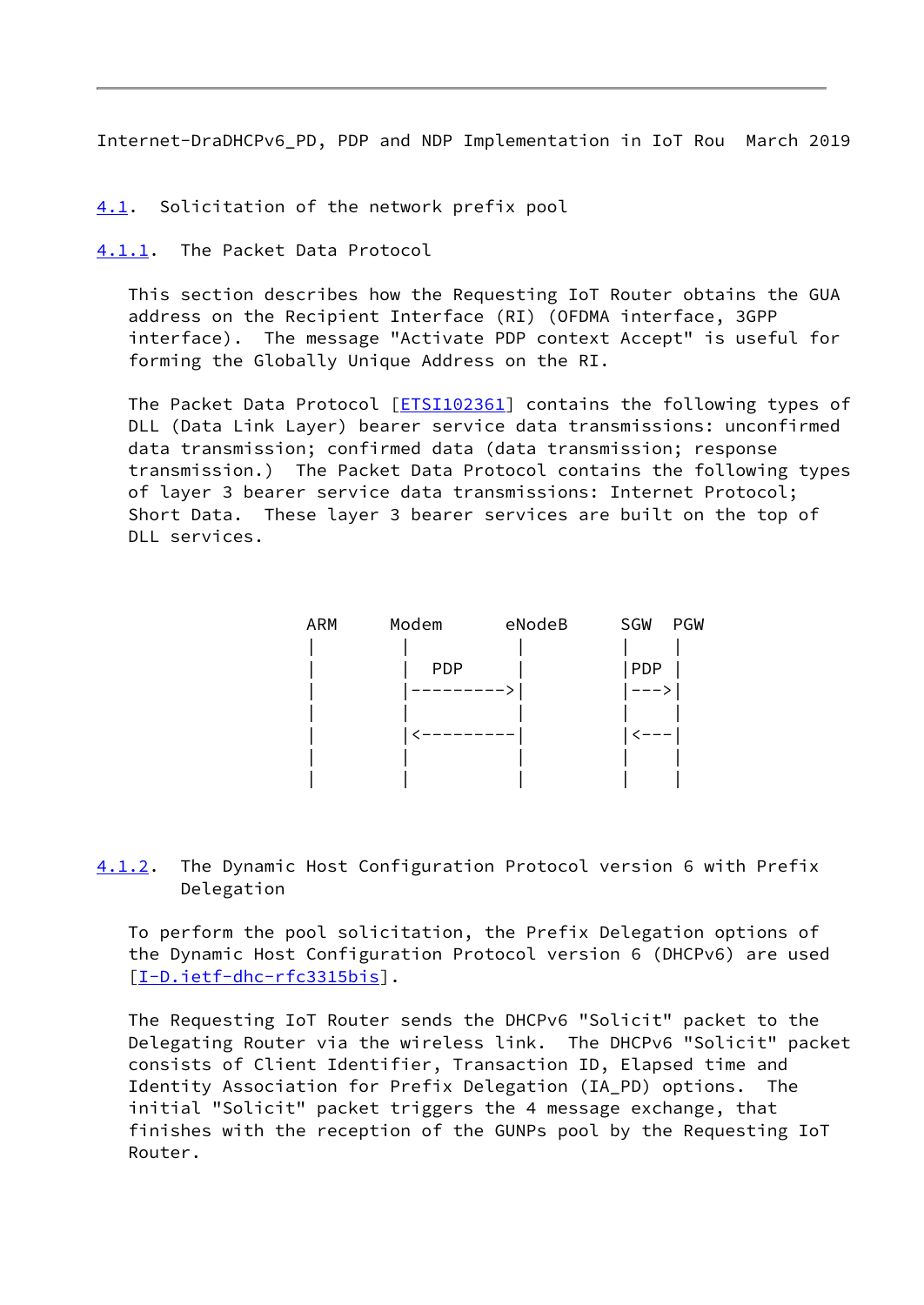### 4.1. Solicitation of the network prefix pool

#### 4.1.1. The Packet Data Protocol

This section describes how the Requesting IoT Router obtains the GUA address on the Recipient Interface (RI) (OFDMA interface, 3GPP interface). The message "Activate PDP context Accept" is useful for forming the Globally Unique Address on the RI.

The Packet Data Protocol [ETSI102361] contains the following types of DLL (Data Link Layer) bearer service data transmissions: unconfirmed data transmission; confirmed data (data transmission; response transmission.) The Packet Data Protocol contains the following types of layer 3 bearer service data transmissions: Internet Protocol; Short Data. These layer 3 bearer services are built on the top of DLL services.

```
ARM      Modem       eNodeB      SGW  PGW
 |         |           |          |    |
 |         |   PDP     |          |PDP |
 |         |---------->|          |--->|
 |         |           |          |    |
 |         |<----------|          |<---|
 |         |           |          |    |
 |         |           |          |    |
```

#### 4.1.2. The Dynamic Host Configuration Protocol version 6 with Prefix Delegation

To perform the pool solicitation, the Prefix Delegation options of the Dynamic Host Configuration Protocol version 6 (DHCPv6) are used [I-D.ietf-dhc-rfc3315bis].

The Requesting IoT Router sends the DHCPv6 "Solicit" packet to the Delegating Router via the wireless link. The DHCPv6 "Solicit" packet consists of Client Identifier, Transaction ID, Elapsed time and Identity Association for Prefix Delegation (IA_PD) options. The initial "Solicit" packet triggers the 4 message exchange, that finishes with the reception of the GUNPs pool by the Requesting IoT Router.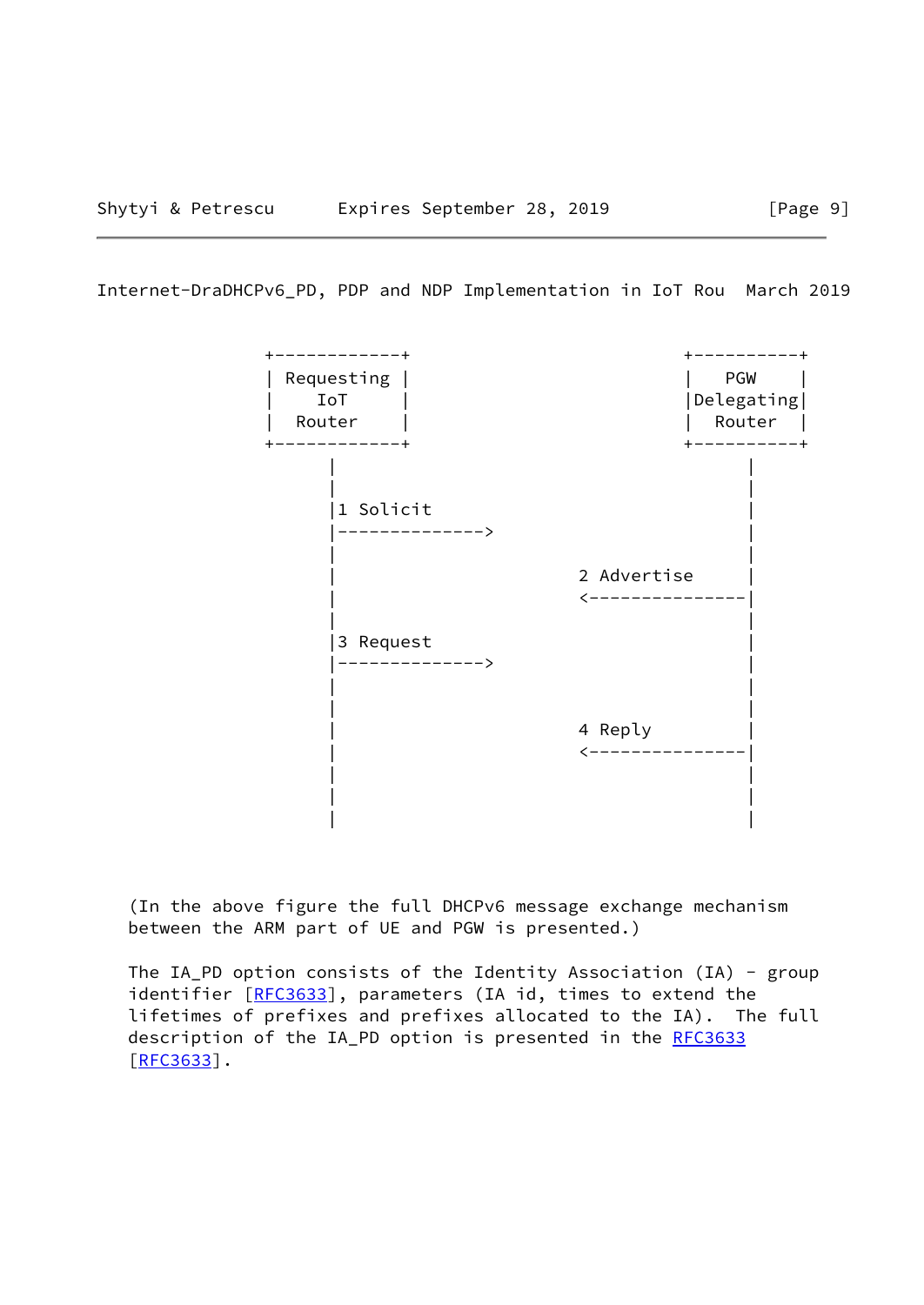```
   +------------+                                +----------+
   | Requesting |                                |   PGW    |
   |    IoT     |                                |Delegating|
   |   Router   |                                |  Router  |
   +------------+                                +----------+
         |                                             |
         |                                             |
         |1 Solicit                                    |
         |-------------->                              |
         |                                             |
         |                             2 Advertise     |
         |                             <---------------|
         |                                             |
         |3 Request                                    |
         |-------------->                              |
         |                                             |
         |                                             |
         |                             4 Reply         |
         |                             <---------------|
         |                                             |
         |                                             |
         |                                             |
```

(In the above figure the full DHCPv6 message exchange mechanism between the ARM part of UE and PGW is presented.)

The IA_PD option consists of the Identity Association (IA) - group identifier [RFC3633], parameters (IA id, times to extend the lifetimes of prefixes and prefixes allocated to the IA). The full description of the IA_PD option is presented in the RFC3633 [RFC3633].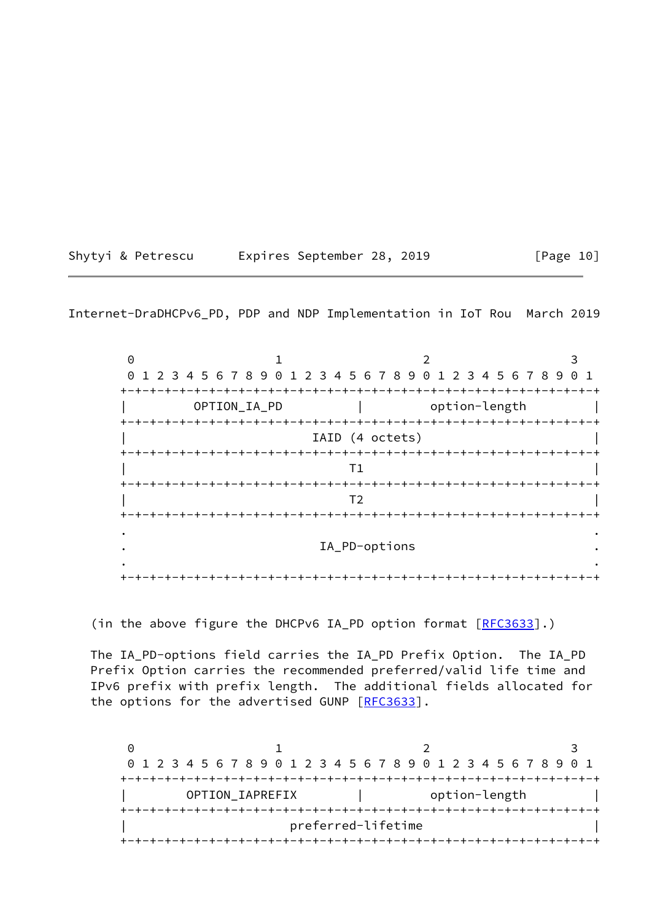```
     0                   1                   2                   3
     0 1 2 3 4 5 6 7 8 9 0 1 2 3 4 5 6 7 8 9 0 1 2 3 4 5 6 7 8 9 0 1
    +-+-+-+-+-+-+-+-+-+-+-+-+-+-+-+-+-+-+-+-+-+-+-+-+-+-+-+-+-+-+-+-+
    |         OPTION_IA_PD          |         option-length         |
    +-+-+-+-+-+-+-+-+-+-+-+-+-+-+-+-+-+-+-+-+-+-+-+-+-+-+-+-+-+-+-+-+
    |                         IAID (4 octets)                       |
    +-+-+-+-+-+-+-+-+-+-+-+-+-+-+-+-+-+-+-+-+-+-+-+-+-+-+-+-+-+-+-+-+
    |                              T1                               |
    +-+-+-+-+-+-+-+-+-+-+-+-+-+-+-+-+-+-+-+-+-+-+-+-+-+-+-+-+-+-+-+-+
    |                              T2                               |
    +-+-+-+-+-+-+-+-+-+-+-+-+-+-+-+-+-+-+-+-+-+-+-+-+-+-+-+-+-+-+-+-+
    .                                                               .
    .                          IA_PD-options                        .
    .                                                               .
    +-+-+-+-+-+-+-+-+-+-+-+-+-+-+-+-+-+-+-+-+-+-+-+-+-+-+-+-+-+-+-+-+
```

(in the above figure the DHCPv6 IA_PD option format [RFC3633].)

The IA_PD-options field carries the IA_PD Prefix Option. The IA_PD Prefix Option carries the recommended preferred/valid life time and IPv6 prefix with prefix length. The additional fields allocated for the options for the advertised GUNP [RFC3633].

```
     0                   1                   2                   3
     0 1 2 3 4 5 6 7 8 9 0 1 2 3 4 5 6 7 8 9 0 1 2 3 4 5 6 7 8 9 0 1
    +-+-+-+-+-+-+-+-+-+-+-+-+-+-+-+-+-+-+-+-+-+-+-+-+-+-+-+-+-+-+-+-+
    |        OPTION_IAPREFIX        |         option-length         |
    +-+-+-+-+-+-+-+-+-+-+-+-+-+-+-+-+-+-+-+-+-+-+-+-+-+-+-+-+-+-+-+-+
    |                      preferred-lifetime                       |
    +-+-+-+-+-+-+-+-+-+-+-+-+-+-+-+-+-+-+-+-+-+-+-+-+-+-+-+-+-+-+-+-+
```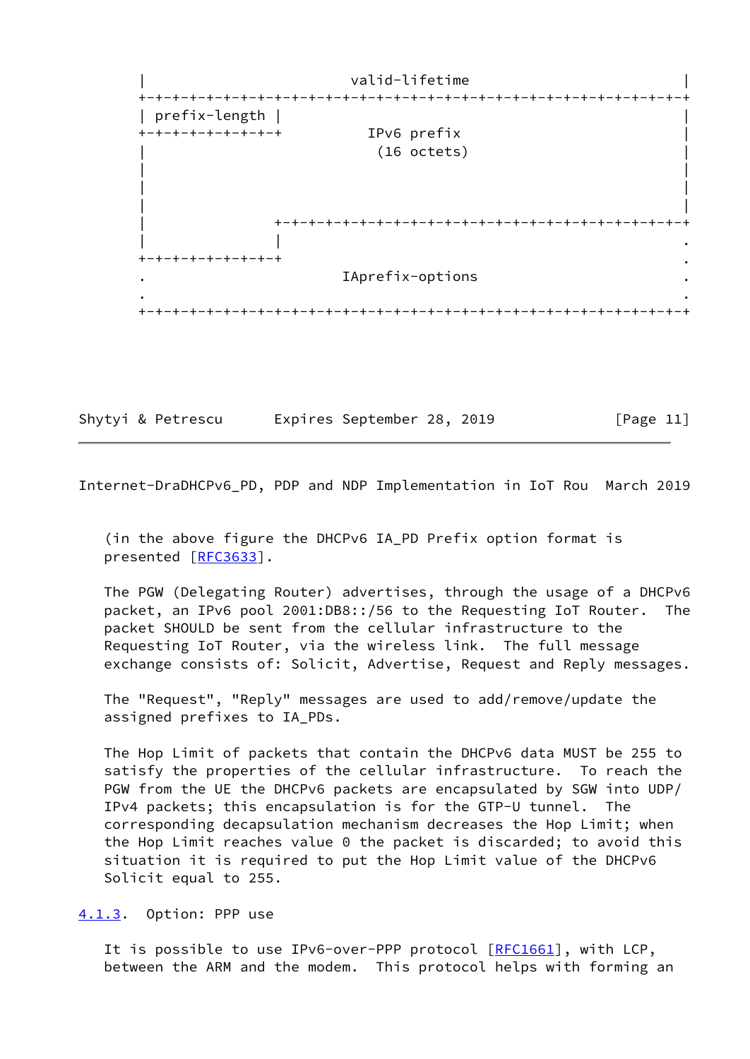```
      |                          valid-lifetime                       |
      +-+-+-+-+-+-+-+-+-+-+-+-+-+-+-+-+-+-+-+-+-+-+-+-+-+-+-+-+-+-+-+-+
      | prefix-length |                                               |
      +-+-+-+-+-+-+-+-+          IPv6 prefix                          |
      |                           (16 octets)                         |
      |                                                               |
      |                                                               |
      |                                                               |
      |               +-+-+-+-+-+-+-+-+-+-+-+-+-+-+-+-+-+-+-+-+-+-+-+-+
      |               |                                               .
      +-+-+-+-+-+-+-+-+                                               .
      .                        IAprefix-options                       .
      .                                                               .
      +-+-+-+-+-+-+-+-+-+-+-+-+-+-+-+-+-+-+-+-+-+-+-+-+-+-+-+-+-+-+-+-+
```

(in the above figure the DHCPv6 IA_PD Prefix option format is presented [RFC3633].

The PGW (Delegating Router) advertises, through the usage of a DHCPv6 packet, an IPv6 pool 2001:DB8::/56 to the Requesting IoT Router. The packet SHOULD be sent from the cellular infrastructure to the Requesting IoT Router, via the wireless link. The full message exchange consists of: Solicit, Advertise, Request and Reply messages.

The "Request", "Reply" messages are used to add/remove/update the assigned prefixes to IA_PDs.

The Hop Limit of packets that contain the DHCPv6 data MUST be 255 to satisfy the properties of the cellular infrastructure. To reach the PGW from the UE the DHCPv6 packets are encapsulated by SGW into UDP/IPv4 packets; this encapsulation is for the GTP-U tunnel. The corresponding decapsulation mechanism decreases the Hop Limit; when the Hop Limit reaches value 0 the packet is discarded; to avoid this situation it is required to put the Hop Limit value of the DHCPv6 Solicit equal to 255.

### 4.1.3. Option: PPP use

It is possible to use IPv6-over-PPP protocol [RFC1661], with LCP, between the ARM and the modem. This protocol helps with forming an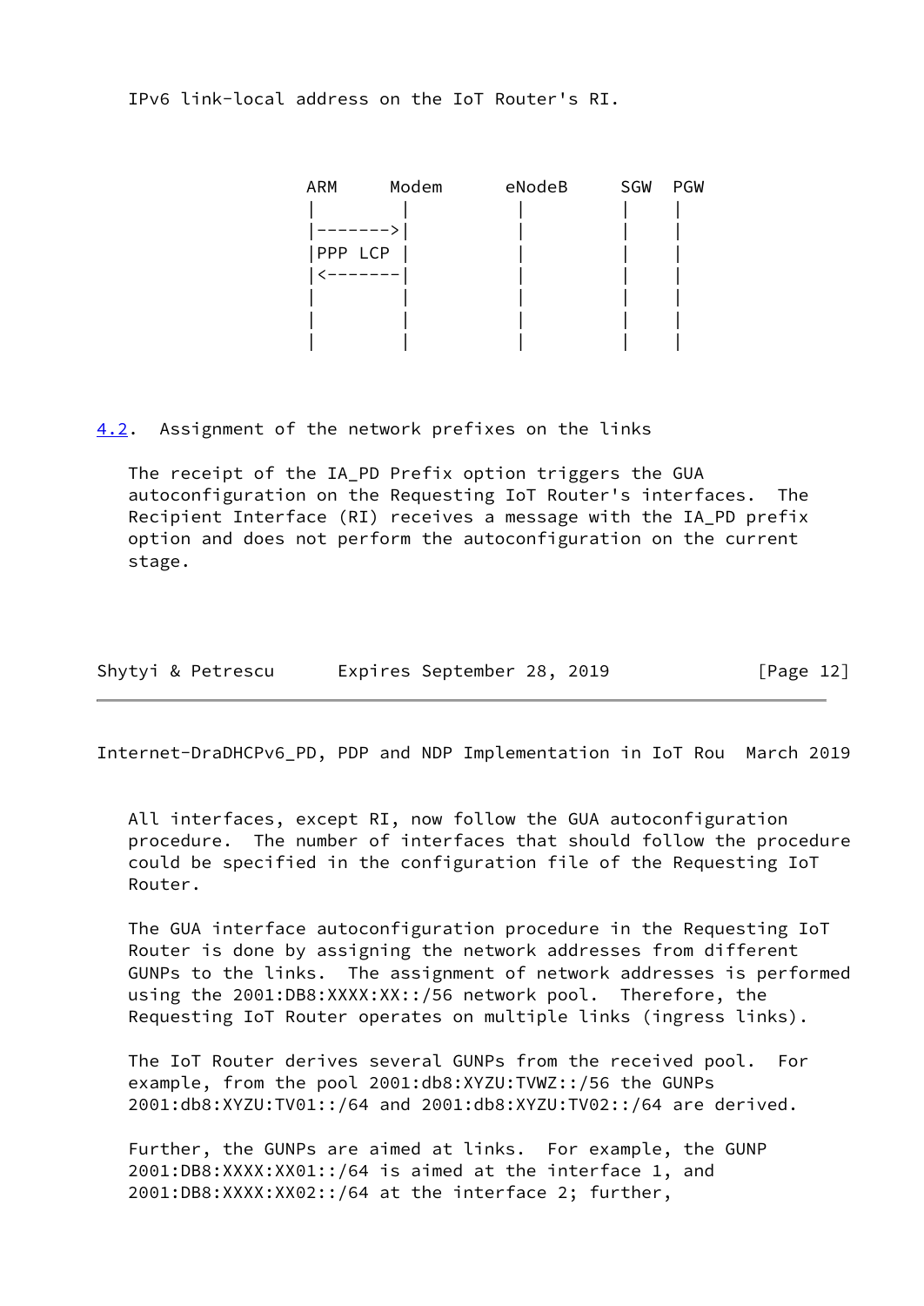IPv6 link-local address on the IoT Router's RI.

```
                    ARM     Modem      eNodeB     SGW  PGW
                     |        |          |         |    |
                     |------->|          |         |    |
                     |PPP LCP |          |         |    |
                     |<-------|          |         |    |
                     |        |          |         |    |
                     |        |          |         |    |
                     |        |          |         |    |
```

## 4.2. Assignment of the network prefixes on the links

The receipt of the IA_PD Prefix option triggers the GUA autoconfiguration on the Requesting IoT Router's interfaces. The Recipient Interface (RI) receives a message with the IA_PD prefix option and does not perform the autoconfiguration on the current stage.

All interfaces, except RI, now follow the GUA autoconfiguration procedure. The number of interfaces that should follow the procedure could be specified in the configuration file of the Requesting IoT Router.

The GUA interface autoconfiguration procedure in the Requesting IoT Router is done by assigning the network addresses from different GUNPs to the links. The assignment of network addresses is performed using the 2001:DB8:XXXX:XX::/56 network pool. Therefore, the Requesting IoT Router operates on multiple links (ingress links).

The IoT Router derives several GUNPs from the received pool. For example, from the pool 2001:db8:XYZU:TVWZ::/56 the GUNPs 2001:db8:XYZU:TV01::/64 and 2001:db8:XYZU:TV02::/64 are derived.

Further, the GUNPs are aimed at links. For example, the GUNP 2001:DB8:XXXX:XX01::/64 is aimed at the interface 1, and 2001:DB8:XXXX:XX02::/64 at the interface 2; further,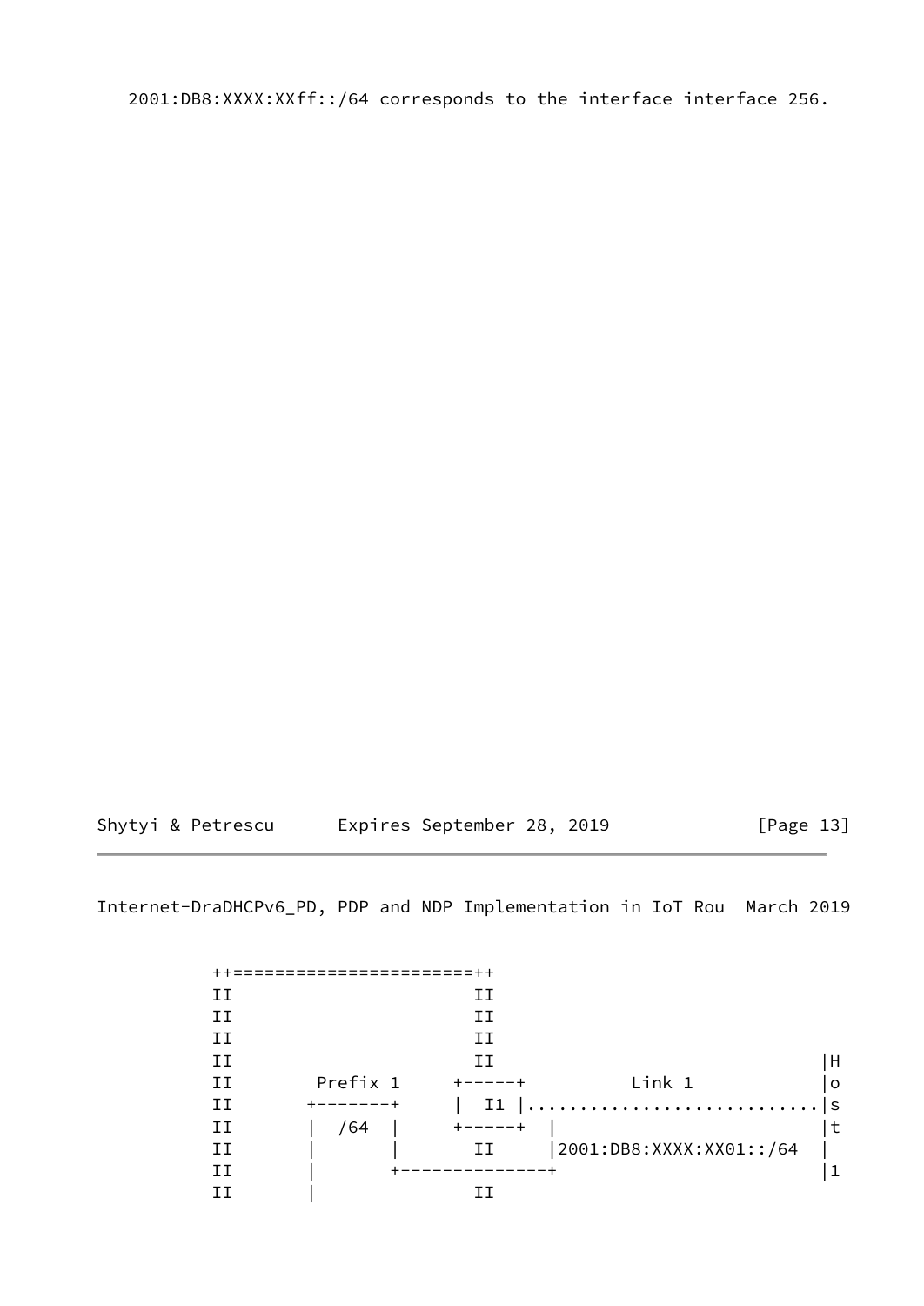2001:DB8:XXXX:XXff::/64 corresponds to the interface interface 256.

```
    ++=======================++
    II                       II
    II                       II
    II                       II
    II                       II                                |H
    II       Prefix 1     +-----+          Link 1              |o
    II      +-------+     |  I1 |..............................|s
    II      |  /64  |     +-----+  |                           |t
    II      |       |        II    |2001:DB8:XXXX:XX01::/64   |
    II      |       +--------------+                           |1
    II      |                II
```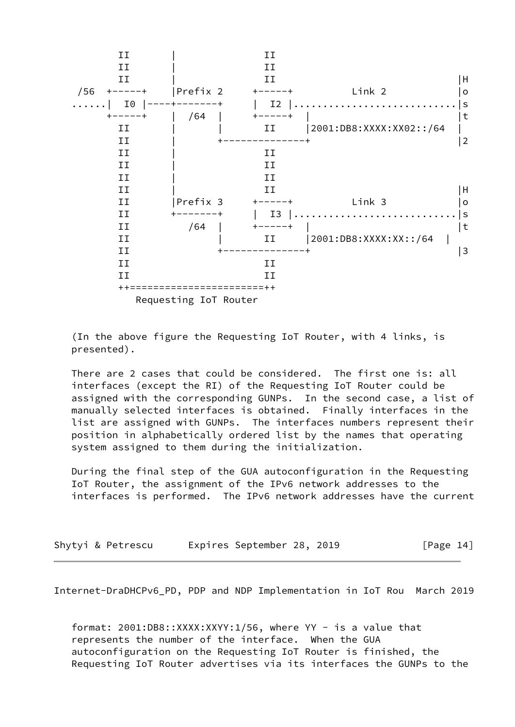```
        II       |               II
        II       |               II
        II       |               II                                 |H
  /56  +-----+   |Prefix 2     +-----+          Link 2              |o
......|  I0 |----+-------+     |  I2 |..............................|s
       +-----+   |  /64  |     +-----+  |                           |t
        II       |       |       II     |2001:DB8:XXXX:XX02::/64    |
        II       |       +--------------+                           |2
        II       |               II
        II       |               II
        II       |               II
        II       |               II                                 |H
        II       |Prefix 3     +-----+          Link 3              |o
        II       +-------+     |  I3 |..............................|s
        II          /64  |     +-----+  |                           |t
        II               |       II     |2001:DB8:XXXX:XX::/64   |
        II               +--------------+                           |3
        II                       II
        II                       II
        ++=======================++
           Requesting IoT Router
```

(In the above figure the Requesting IoT Router, with 4 links, is presented).

There are 2 cases that could be considered. The first one is: all interfaces (except the RI) of the Requesting IoT Router could be assigned with the corresponding GUNPs. In the second case, a list of manually selected interfaces is obtained. Finally interfaces in the list are assigned with GUNPs. The interfaces numbers represent their position in alphabetically ordered list by the names that operating system assigned to them during the initialization.

During the final step of the GUA autoconfiguration in the Requesting IoT Router, the assignment of the IPv6 network addresses to the interfaces is performed. The IPv6 network addresses have the current format: 2001:DB8::XXXX:XXYY:1/56, where YY - is a value that represents the number of the interface. When the GUA autoconfiguration on the Requesting IoT Router is finished, the Requesting IoT Router advertises via its interfaces the GUNPs to the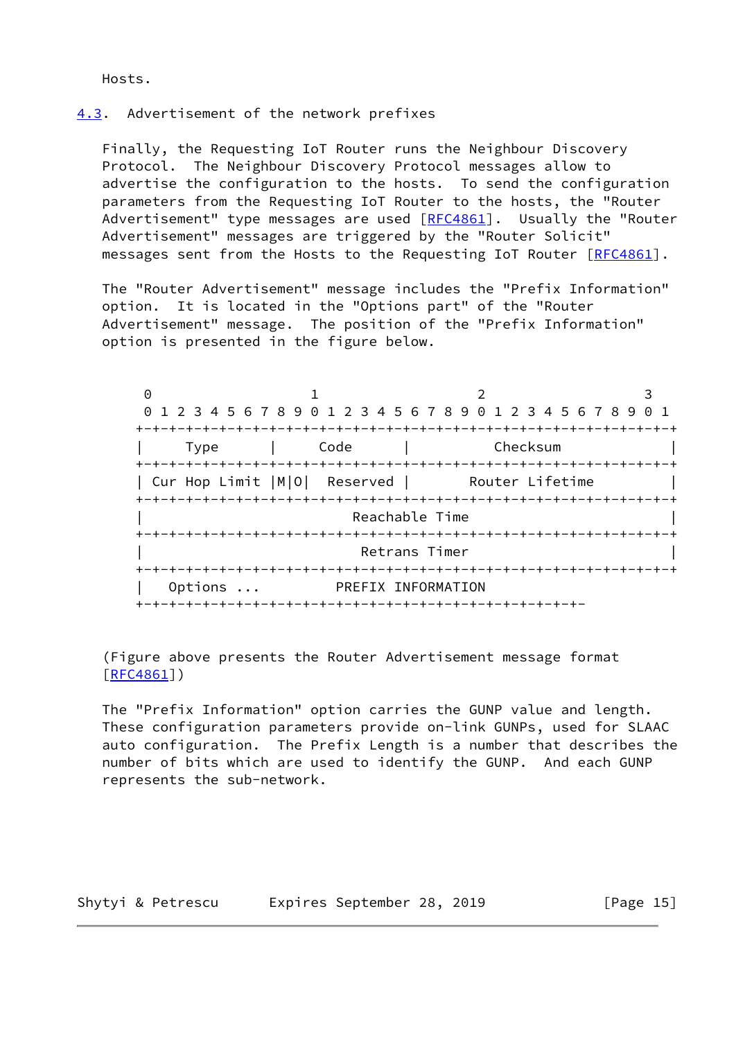Hosts.

### 4.3. Advertisement of the network prefixes

Finally, the Requesting IoT Router runs the Neighbour Discovery Protocol. The Neighbour Discovery Protocol messages allow to advertise the configuration to the hosts. To send the configuration parameters from the Requesting IoT Router to the hosts, the "Router Advertisement" type messages are used [RFC4861]. Usually the "Router Advertisement" messages are triggered by the "Router Solicit" messages sent from the Hosts to the Requesting IoT Router [RFC4861].

The "Router Advertisement" message includes the "Prefix Information" option. It is located in the "Options part" of the "Router Advertisement" message. The position of the "Prefix Information" option is presented in the figure below.

```
    0                   1                   2                   3
    0 1 2 3 4 5 6 7 8 9 0 1 2 3 4 5 6 7 8 9 0 1 2 3 4 5 6 7 8 9 0 1
   +-+-+-+-+-+-+-+-+-+-+-+-+-+-+-+-+-+-+-+-+-+-+-+-+-+-+-+-+-+-+-+-+
   |     Type      |     Code      |          Checksum             |
   +-+-+-+-+-+-+-+-+-+-+-+-+-+-+-+-+-+-+-+-+-+-+-+-+-+-+-+-+-+-+-+-+
   | Cur Hop Limit |M|O|  Reserved |       Router Lifetime         |
   +-+-+-+-+-+-+-+-+-+-+-+-+-+-+-+-+-+-+-+-+-+-+-+-+-+-+-+-+-+-+-+-+
   |                         Reachable Time                        |
   +-+-+-+-+-+-+-+-+-+-+-+-+-+-+-+-+-+-+-+-+-+-+-+-+-+-+-+-+-+-+-+-+
   |                          Retrans Timer                        |
   +-+-+-+-+-+-+-+-+-+-+-+-+-+-+-+-+-+-+-+-+-+-+-+-+-+-+-+-+-+-+-+-+
   |   Options ...         PREFIX INFORMATION
   +-+-+-+-+-+-+-+-+-+-+-+-+-+-+-+-+-+-+-+-+-+-+-+-+-+-+-+-
```

(Figure above presents the Router Advertisement message format [RFC4861])

The "Prefix Information" option carries the GUNP value and length. These configuration parameters provide on-link GUNPs, used for SLAAC auto configuration. The Prefix Length is a number that describes the number of bits which are used to identify the GUNP. And each GUNP represents the sub-network.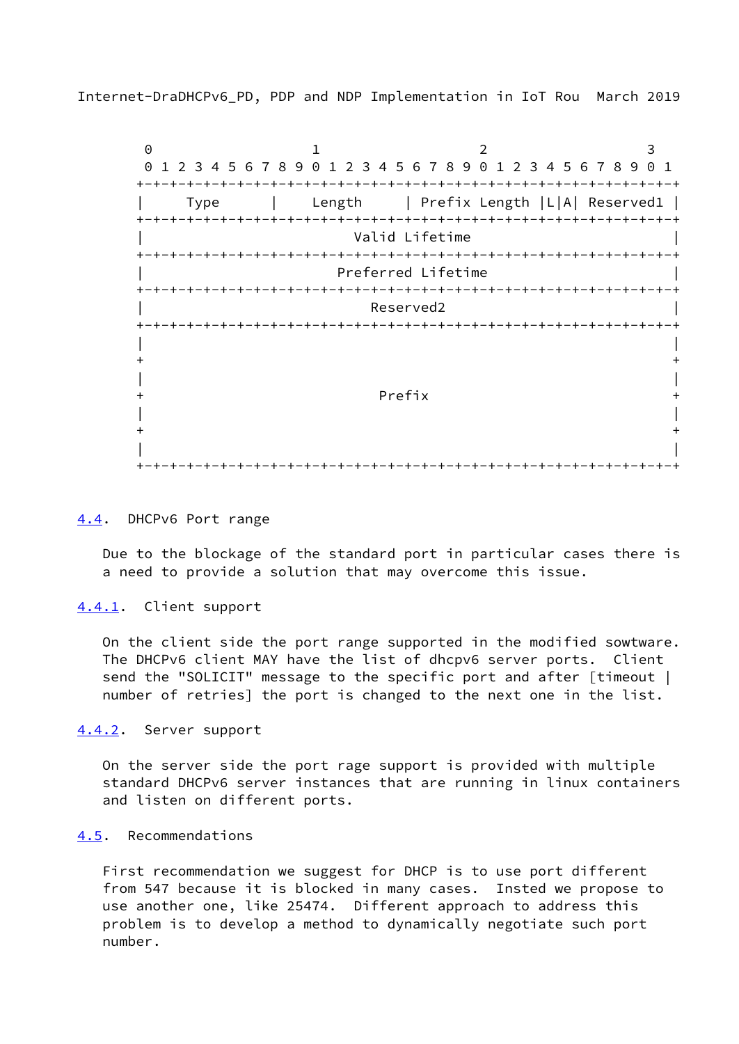```
     0                   1                   2                   3
     0 1 2 3 4 5 6 7 8 9 0 1 2 3 4 5 6 7 8 9 0 1 2 3 4 5 6 7 8 9 0 1
    +-+-+-+-+-+-+-+-+-+-+-+-+-+-+-+-+-+-+-+-+-+-+-+-+-+-+-+-+-+-+-+-+
    |     Type      |    Length     | Prefix Length |L|A| Reserved1 |
    +-+-+-+-+-+-+-+-+-+-+-+-+-+-+-+-+-+-+-+-+-+-+-+-+-+-+-+-+-+-+-+-+
    |                         Valid Lifetime                        |
    +-+-+-+-+-+-+-+-+-+-+-+-+-+-+-+-+-+-+-+-+-+-+-+-+-+-+-+-+-+-+-+-+
    |                       Preferred Lifetime                      |
    +-+-+-+-+-+-+-+-+-+-+-+-+-+-+-+-+-+-+-+-+-+-+-+-+-+-+-+-+-+-+-+-+
    |                           Reserved2                           |
    +-+-+-+-+-+-+-+-+-+-+-+-+-+-+-+-+-+-+-+-+-+-+-+-+-+-+-+-+-+-+-+-+
    |                                                               |
    +                                                               +
    |                                                               |
    +                            Prefix                             +
    |                                                               |
    +                                                               +
    |                                                               |
    +-+-+-+-+-+-+-+-+-+-+-+-+-+-+-+-+-+-+-+-+-+-+-+-+-+-+-+-+-+-+-+-+
```

### 4.4. DHCPv6 Port range

Due to the blockage of the standard port in particular cases there is a need to provide a solution that may overcome this issue.

#### 4.4.1. Client support

On the client side the port range supported in the modified sowtware. The DHCPv6 client MAY have the list of dhcpv6 server ports. Client send the "SOLICIT" message to the specific port and after [timeout | number of retries] the port is changed to the next one in the list.

#### 4.4.2. Server support

On the server side the port rage support is provided with multiple standard DHCPv6 server instances that are running in linux containers and listen on different ports.

### 4.5. Recommendations

First recommendation we suggest for DHCP is to use port different from 547 because it is blocked in many cases. Insted we propose to use another one, like 25474. Different approach to address this problem is to develop a method to dynamically negotiate such port number.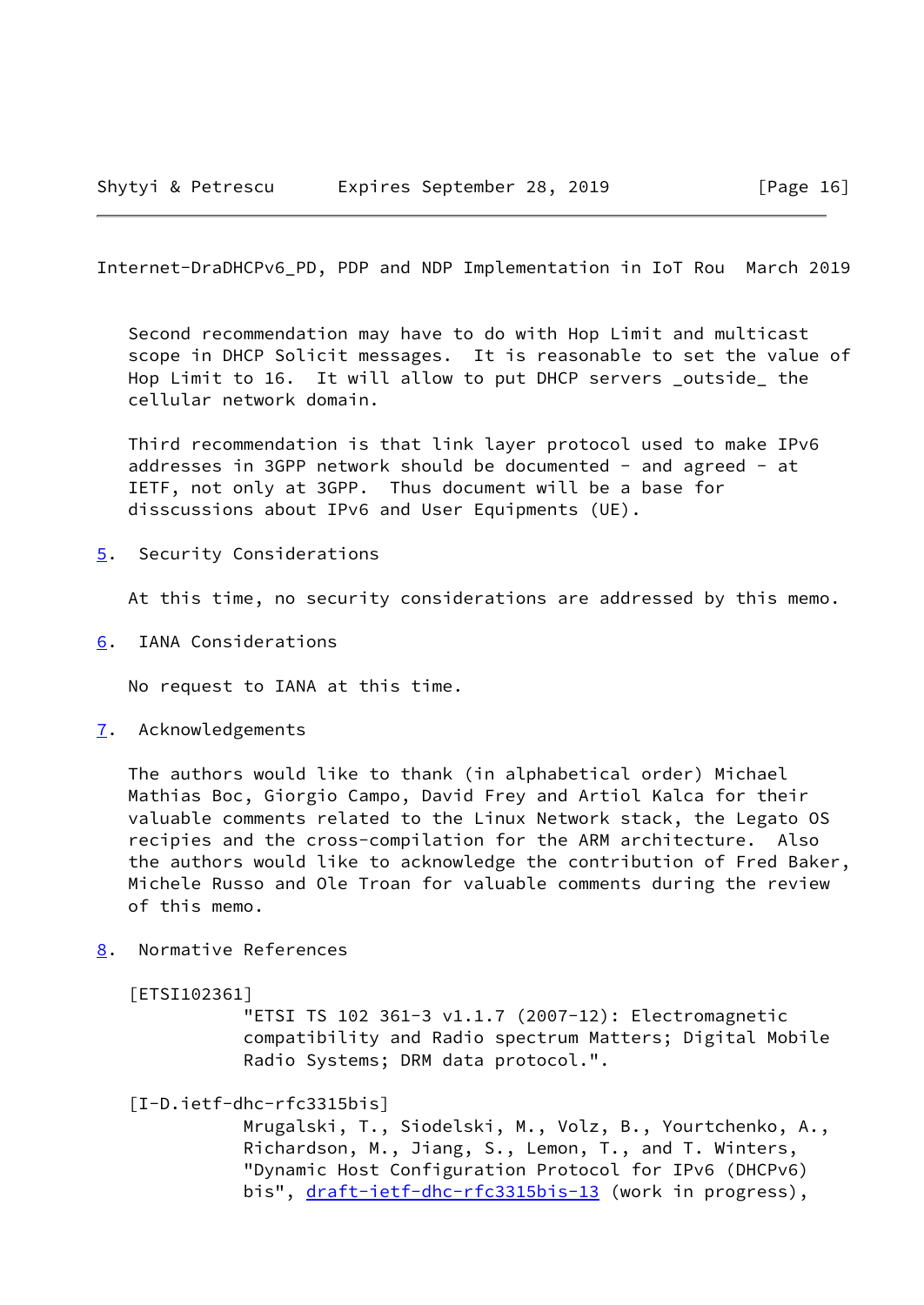Second recommendation may have to do with Hop Limit and multicast scope in DHCP Solicit messages. It is reasonable to set the value of Hop Limit to 16. It will allow to put DHCP servers _outside_ the cellular network domain.

Third recommendation is that link layer protocol used to make IPv6 addresses in 3GPP network should be documented - and agreed - at IETF, not only at 3GPP. Thus document will be a base for disscussions about IPv6 and User Equipments (UE).

## 5. Security Considerations

At this time, no security considerations are addressed by this memo.

## 6. IANA Considerations

No request to IANA at this time.

## 7. Acknowledgements

The authors would like to thank (in alphabetical order) Michael Mathias Boc, Giorgio Campo, David Frey and Artiol Kalca for their valuable comments related to the Linux Network stack, the Legato OS recipies and the cross-compilation for the ARM architecture. Also the authors would like to acknowledge the contribution of Fred Baker, Michele Russo and Ole Troan for valuable comments during the review of this memo.

## 8. Normative References

[ETSI102361]
"ETSI TS 102 361-3 v1.1.7 (2007-12): Electromagnetic compatibility and Radio spectrum Matters; Digital Mobile Radio Systems; DRM data protocol.".

[I-D.ietf-dhc-rfc3315bis]
Mrugalski, T., Siodelski, M., Volz, B., Yourtchenko, A., Richardson, M., Jiang, S., Lemon, T., and T. Winters, "Dynamic Host Configuration Protocol for IPv6 (DHCPv6) bis", draft-ietf-dhc-rfc3315bis-13 (work in progress),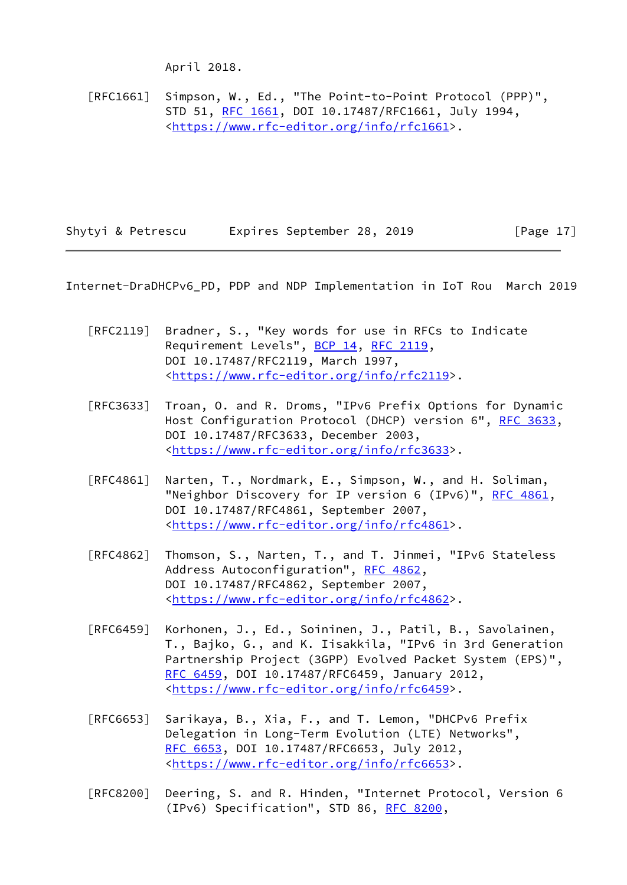April 2018.

[RFC1661] Simpson, W., Ed., "The Point-to-Point Protocol (PPP)", STD 51, RFC 1661, DOI 10.17487/RFC1661, July 1994, <https://www.rfc-editor.org/info/rfc1661>.

[RFC2119] Bradner, S., "Key words for use in RFCs to Indicate Requirement Levels", BCP 14, RFC 2119, DOI 10.17487/RFC2119, March 1997, <https://www.rfc-editor.org/info/rfc2119>.

[RFC3633] Troan, O. and R. Droms, "IPv6 Prefix Options for Dynamic Host Configuration Protocol (DHCP) version 6", RFC 3633, DOI 10.17487/RFC3633, December 2003, <https://www.rfc-editor.org/info/rfc3633>.

[RFC4861] Narten, T., Nordmark, E., Simpson, W., and H. Soliman, "Neighbor Discovery for IP version 6 (IPv6)", RFC 4861, DOI 10.17487/RFC4861, September 2007, <https://www.rfc-editor.org/info/rfc4861>.

[RFC4862] Thomson, S., Narten, T., and T. Jinmei, "IPv6 Stateless Address Autoconfiguration", RFC 4862, DOI 10.17487/RFC4862, September 2007, <https://www.rfc-editor.org/info/rfc4862>.

[RFC6459] Korhonen, J., Ed., Soininen, J., Patil, B., Savolainen, T., Bajko, G., and K. Iisakkila, "IPv6 in 3rd Generation Partnership Project (3GPP) Evolved Packet System (EPS)", RFC 6459, DOI 10.17487/RFC6459, January 2012, <https://www.rfc-editor.org/info/rfc6459>.

[RFC6653] Sarikaya, B., Xia, F., and T. Lemon, "DHCPv6 Prefix Delegation in Long-Term Evolution (LTE) Networks", RFC 6653, DOI 10.17487/RFC6653, July 2012, <https://www.rfc-editor.org/info/rfc6653>.

[RFC8200] Deering, S. and R. Hinden, "Internet Protocol, Version 6 (IPv6) Specification", STD 86, RFC 8200,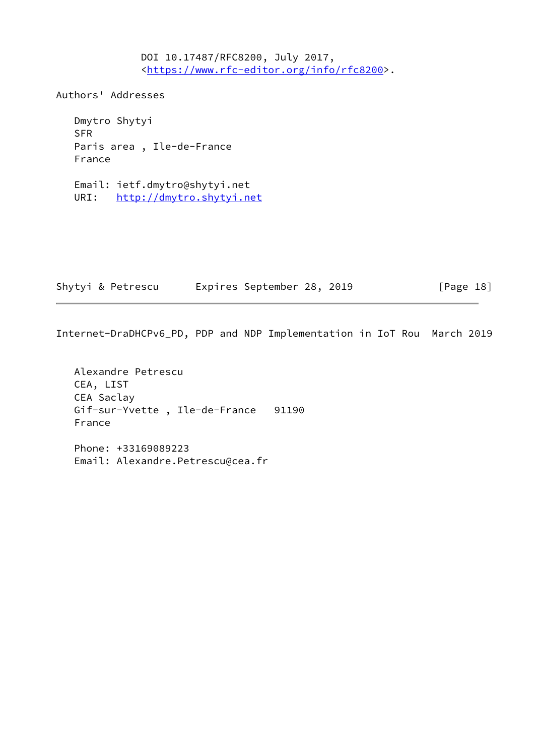DOI 10.17487/RFC8200, July 2017,
<https://www.rfc-editor.org/info/rfc8200>.

## Authors' Addresses

Dmytro Shytyi
SFR
Paris area , Ile-de-France
France

Email: ietf.dmytro@shytyi.net
URI: http://dmytro.shytyi.net

Alexandre Petrescu
CEA, LIST
CEA Saclay
Gif-sur-Yvette , Ile-de-France 91190
France

Phone: +33169089223
Email: Alexandre.Petrescu@cea.fr